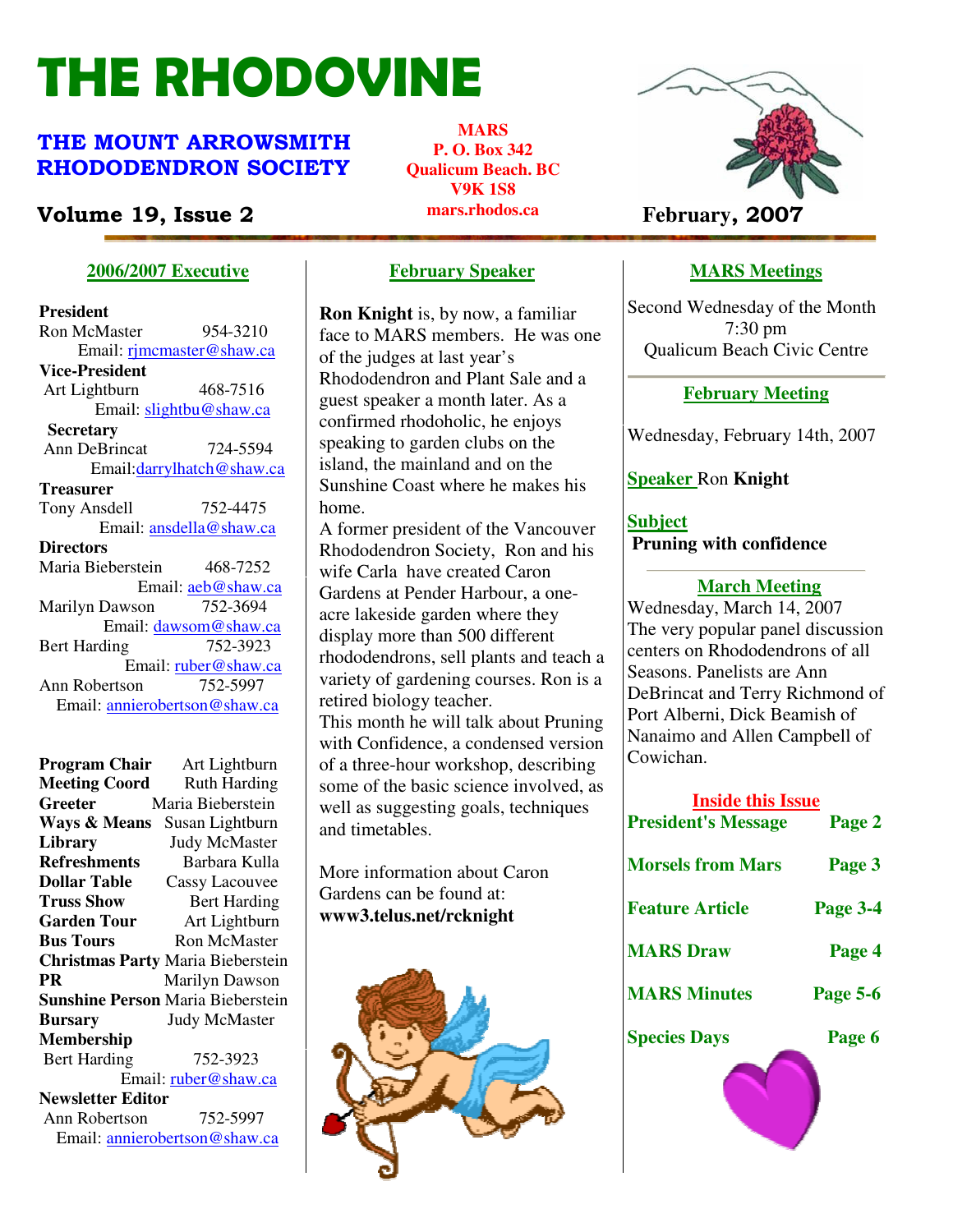# THE RHODOVINE

## THE MOUNT ARROWSMITH RHODODENDRON SOCIETY

**Volume 19, Issue 2**

**MARS**
**P. O. Box 342**
**Qualicum Beach. BC**
**V9K 1S8**
**mars.rhodos.ca**

**February, 2007**

### 2006/2007 Executive

**President**
Ron McMaster 954-3210
Email: rjmcmaster@shaw.ca

**Vice-President**
Art Lightburn 468-7516
Email: slightbu@shaw.ca

**Secretary**
Ann DeBrincat 724-5594
Email:darrylhatch@shaw.ca

**Treasurer**
Tony Ansdell 752-4475
Email: ansdella@shaw.ca

**Directors**
Maria Bieberstein 468-7252
Email: aeb@shaw.ca
Marilyn Dawson 752-3694
Email: dawsom@shaw.ca
Bert Harding 752-3923
Email: ruber@shaw.ca
Ann Robertson 752-5997
Email: annierobertson@shaw.ca

**Program Chair** Art Lightburn
**Meeting Coord** Ruth Harding
**Greeter** Maria Bieberstein
**Ways & Means** Susan Lightburn
**Library** Judy McMaster
**Refreshments** Barbara Kulla
**Dollar Table** Cassy Lacouvee
**Truss Show** Bert Harding
**Garden Tour** Art Lightburn
**Bus Tours** Ron McMaster
**Christmas Party** Maria Bieberstein
**PR** Marilyn Dawson
**Sunshine Person** Maria Bieberstein
**Bursary** Judy McMaster
**Membership**
Bert Harding 752-3923
Email: ruber@shaw.ca
**Newsletter Editor**
Ann Robertson 752-5997
Email: annierobertson@shaw.ca

### February Speaker

**Ron Knight** is, by now, a familiar face to MARS members. He was one of the judges at last year's Rhododendron and Plant Sale and a guest speaker a month later. As a confirmed rhodoholic, he enjoys speaking to garden clubs on the island, the mainland and on the Sunshine Coast where he makes his home.

A former president of the Vancouver Rhododendron Society, Ron and his wife Carla have created Caron Gardens at Pender Harbour, a one-acre lakeside garden where they display more than 500 different rhododendrons, sell plants and teach a variety of gardening courses. Ron is a retired biology teacher.

This month he will talk about Pruning with Confidence, a condensed version of a three-hour workshop, describing some of the basic science involved, as well as suggesting goals, techniques and timetables.

More information about Caron Gardens can be found at:
**www3.telus.net/rcknight**

### MARS Meetings

Second Wednesday of the Month
7:30 pm
Qualicum Beach Civic Centre

### February Meeting

Wednesday, February 14th, 2007

**Speaker** Ron **Knight**

**Subject**
**Pruning with confidence**

### March Meeting

Wednesday, March 14, 2007
The very popular panel discussion centers on Rhododendrons of all Seasons. Panelists are Ann DeBrincat and Terry Richmond of Port Alberni, Dick Beamish of Nanaimo and Allen Campbell of Cowichan.

### Inside this Issue

| | |
|---|---|
| **President's Message** | **Page 2** |
| **Morsels from Mars** | **Page 3** |
| **Feature Article** | **Page 3-4** |
| **MARS Draw** | **Page 4** |
| **MARS Minutes** | **Page 5-6** |
| **Species Days** | **Page 6** |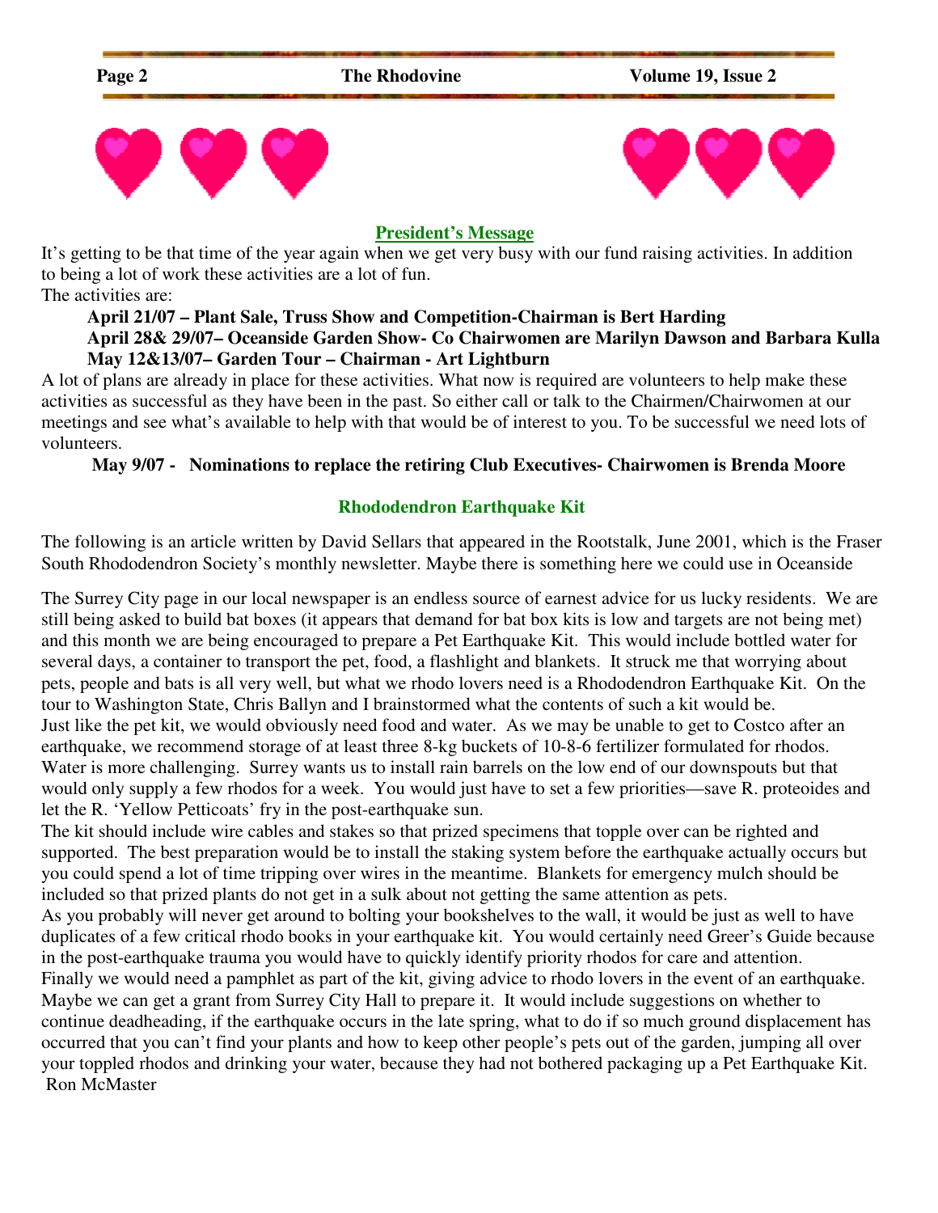## President's Message

It's getting to be that time of the year again when we get very busy with our fund raising activities. In addition to being a lot of work these activities are a lot of fun.
The activities are:

**April 21/07 – Plant Sale, Truss Show and Competition-Chairman is Bert Harding**
**April 28& 29/07– Oceanside Garden Show- Co Chairwomen are Marilyn Dawson and Barbara Kulla**
**May 12&13/07– Garden Tour – Chairman - Art Lightburn**

A lot of plans are already in place for these activities. What now is required are volunteers to help make these activities as successful as they have been in the past. So either call or talk to the Chairmen/Chairwomen at our meetings and see what's available to help with that would be of interest to you. To be successful we need lots of volunteers.

**May 9/07 - Nominations to replace the retiring Club Executives- Chairwomen is Brenda Moore**

## Rhododendron Earthquake Kit

The following is an article written by David Sellars that appeared in the Rootstalk, June 2001, which is the Fraser South Rhododendron Society's monthly newsletter. Maybe there is something here we could use in Oceanside

The Surrey City page in our local newspaper is an endless source of earnest advice for us lucky residents. We are still being asked to build bat boxes (it appears that demand for bat box kits is low and targets are not being met) and this month we are being encouraged to prepare a Pet Earthquake Kit. This would include bottled water for several days, a container to transport the pet, food, a flashlight and blankets. It struck me that worrying about pets, people and bats is all very well, but what we rhodo lovers need is a Rhododendron Earthquake Kit. On the tour to Washington State, Chris Ballyn and I brainstormed what the contents of such a kit would be.
Just like the pet kit, we would obviously need food and water. As we may be unable to get to Costco after an earthquake, we recommend storage of at least three 8-kg buckets of 10-8-6 fertilizer formulated for rhodos. Water is more challenging. Surrey wants us to install rain barrels on the low end of our downspouts but that would only supply a few rhodos for a week. You would just have to set a few priorities—save R. proteoides and let the R. 'Yellow Petticoats' fry in the post-earthquake sun.
The kit should include wire cables and stakes so that prized specimens that topple over can be righted and supported. The best preparation would be to install the staking system before the earthquake actually occurs but you could spend a lot of time tripping over wires in the meantime. Blankets for emergency mulch should be included so that prized plants do not get in a sulk about not getting the same attention as pets.
As you probably will never get around to bolting your bookshelves to the wall, it would be just as well to have duplicates of a few critical rhodo books in your earthquake kit. You would certainly need Greer's Guide because in the post-earthquake trauma you would have to quickly identify priority rhodos for care and attention.
Finally we would need a pamphlet as part of the kit, giving advice to rhodo lovers in the event of an earthquake. Maybe we can get a grant from Surrey City Hall to prepare it. It would include suggestions on whether to continue deadheading, if the earthquake occurs in the late spring, what to do if so much ground displacement has occurred that you can't find your plants and how to keep other people's pets out of the garden, jumping all over your toppled rhodos and drinking your water, because they had not bothered packaging up a Pet Earthquake Kit.
Ron McMaster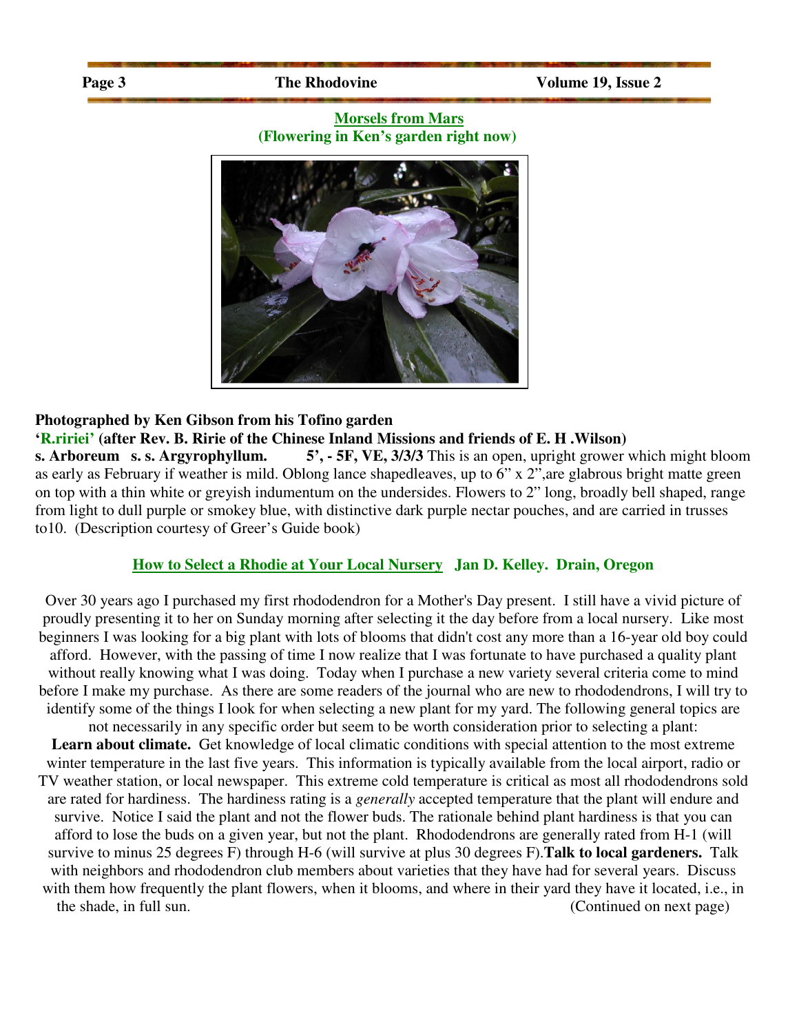## Morsels from Mars
**(Flowering in Ken's garden right now)**

**Photographed by Ken Gibson from his Tofino garden**

**'R.ririei' (after Rev. B. Ririe of the Chinese Inland Missions and friends of E. H .Wilson)**

**s. Arboreum s. s. Argyrophyllum. 5', - 5F, VE, 3/3/3** This is an open, upright grower which might bloom as early as February if weather is mild. Oblong lance shapedleaves, up to 6" x 2",are glabrous bright matte green on top with a thin white or greyish indumentum on the undersides. Flowers to 2" long, broadly bell shaped, range from light to dull purple or smokey blue, with distinctive dark purple nectar pouches, and are carried in trusses to10. (Description courtesy of Greer's Guide book)

## How to Select a Rhodie at Your Local Nursery Jan D. Kelley. Drain, Oregon

Over 30 years ago I purchased my first rhododendron for a Mother's Day present. I still have a vivid picture of proudly presenting it to her on Sunday morning after selecting it the day before from a local nursery. Like most beginners I was looking for a big plant with lots of blooms that didn't cost any more than a 16-year old boy could afford. However, with the passing of time I now realize that I was fortunate to have purchased a quality plant without really knowing what I was doing. Today when I purchase a new variety several criteria come to mind before I make my purchase. As there are some readers of the journal who are new to rhododendrons, I will try to identify some of the things I look for when selecting a new plant for my yard. The following general topics are not necessarily in any specific order but seem to be worth consideration prior to selecting a plant:

**Learn about climate.** Get knowledge of local climatic conditions with special attention to the most extreme winter temperature in the last five years. This information is typically available from the local airport, radio or TV weather station, or local newspaper. This extreme cold temperature is critical as most all rhododendrons sold are rated for hardiness. The hardiness rating is a *generally* accepted temperature that the plant will endure and survive. Notice I said the plant and not the flower buds. The rationale behind plant hardiness is that you can afford to lose the buds on a given year, but not the plant. Rhododendrons are generally rated from H-1 (will survive to minus 25 degrees F) through H-6 (will survive at plus 30 degrees F).**Talk to local gardeners.** Talk with neighbors and rhododendron club members about varieties that they have had for several years. Discuss with them how frequently the plant flowers, when it blooms, and where in their yard they have it located, i.e., in the shade, in full sun. (Continued on next page)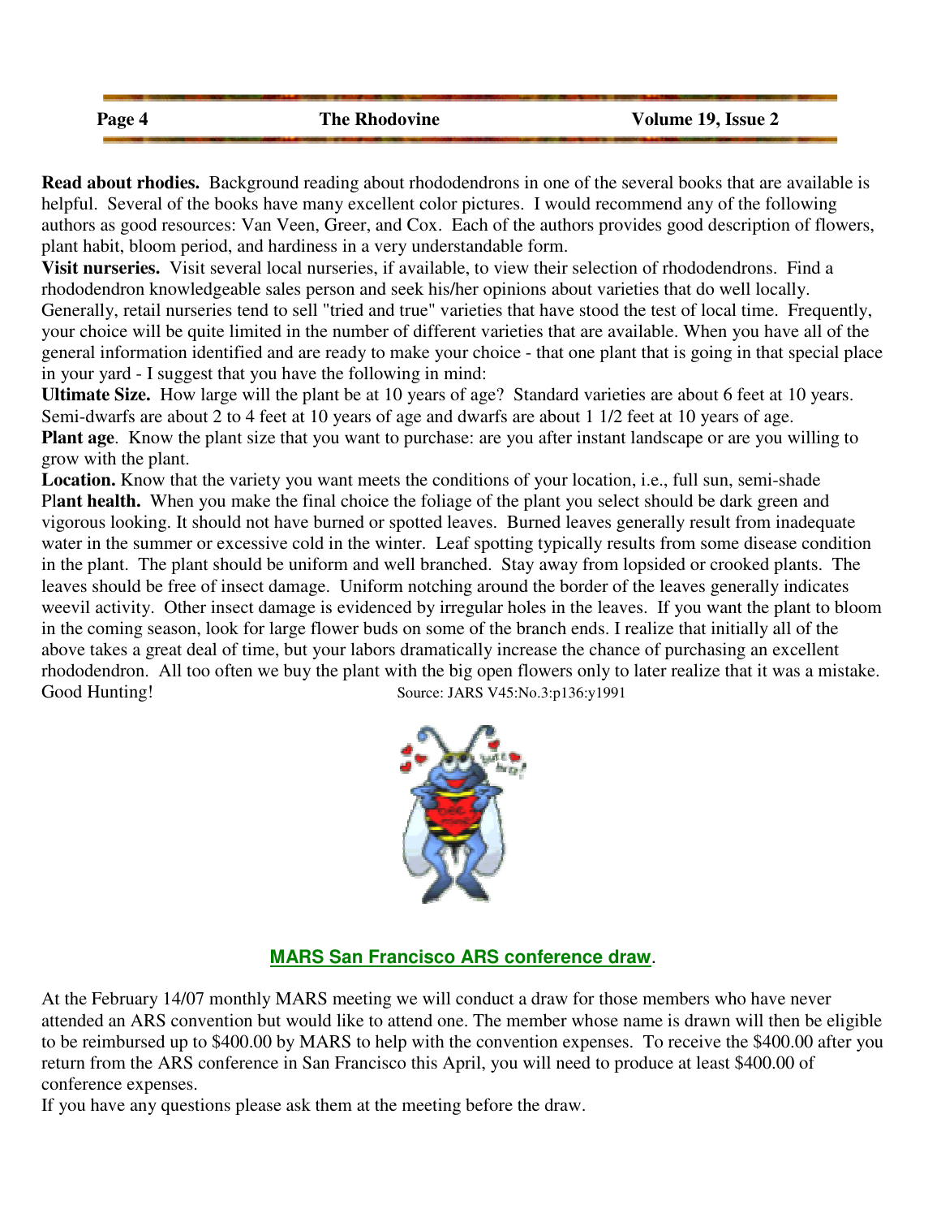**Read about rhodies.** Background reading about rhododendrons in one of the several books that are available is helpful. Several of the books have many excellent color pictures. I would recommend any of the following authors as good resources: Van Veen, Greer, and Cox. Each of the authors provides good description of flowers, plant habit, bloom period, and hardiness in a very understandable form.

**Visit nurseries.** Visit several local nurseries, if available, to view their selection of rhododendrons. Find a rhododendron knowledgeable sales person and seek his/her opinions about varieties that do well locally. Generally, retail nurseries tend to sell "tried and true" varieties that have stood the test of local time. Frequently, your choice will be quite limited in the number of different varieties that are available. When you have all of the general information identified and are ready to make your choice - that one plant that is going in that special place in your yard - I suggest that you have the following in mind:

**Ultimate Size.** How large will the plant be at 10 years of age? Standard varieties are about 6 feet at 10 years. Semi-dwarfs are about 2 to 4 feet at 10 years of age and dwarfs are about 1 1/2 feet at 10 years of age.

**Plant age**. Know the plant size that you want to purchase: are you after instant landscape or are you willing to grow with the plant.

**Location.** Know that the variety you want meets the conditions of your location, i.e., full sun, semi-shade

**Plant health.** When you make the final choice the foliage of the plant you select should be dark green and vigorous looking. It should not have burned or spotted leaves. Burned leaves generally result from inadequate water in the summer or excessive cold in the winter. Leaf spotting typically results from some disease condition in the plant. The plant should be uniform and well branched. Stay away from lopsided or crooked plants. The leaves should be free of insect damage. Uniform notching around the border of the leaves generally indicates weevil activity. Other insect damage is evidenced by irregular holes in the leaves. If you want the plant to bloom in the coming season, look for large flower buds on some of the branch ends. I realize that initially all of the above takes a great deal of time, but your labors dramatically increase the chance of purchasing an excellent rhododendron. All too often we buy the plant with the big open flowers only to later realize that it was a mistake.

Good Hunting! Source: JARS V45:No.3:p136:y1991

## MARS San Francisco ARS conference draw.

At the February 14/07 monthly MARS meeting we will conduct a draw for those members who have never attended an ARS convention but would like to attend one. The member whose name is drawn will then be eligible to be reimbursed up to $400.00 by MARS to help with the convention expenses. To receive the $400.00 after you return from the ARS conference in San Francisco this April, you will need to produce at least $400.00 of conference expenses.

If you have any questions please ask them at the meeting before the draw.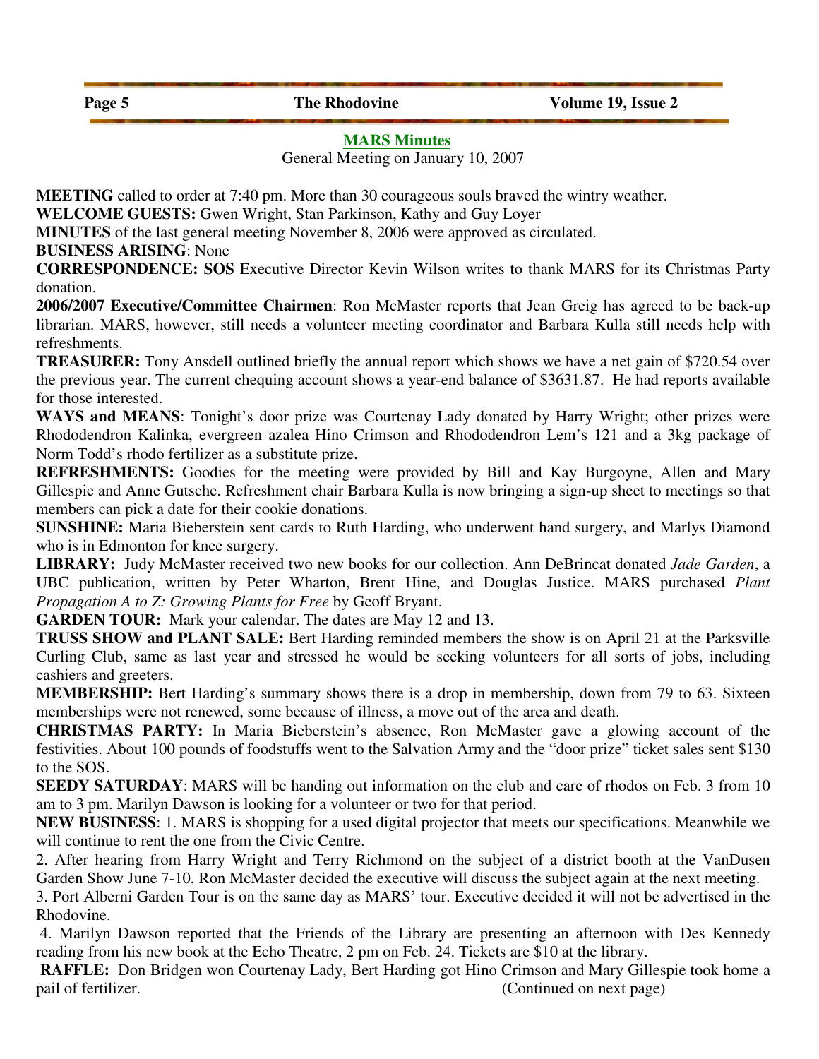## MARS Minutes

General Meeting on January 10, 2007

**MEETING** called to order at 7:40 pm. More than 30 courageous souls braved the wintry weather.

**WELCOME GUESTS:** Gwen Wright, Stan Parkinson, Kathy and Guy Loyer

**MINUTES** of the last general meeting November 8, 2006 were approved as circulated.

**BUSINESS ARISING**: None

**CORRESPONDENCE: SOS** Executive Director Kevin Wilson writes to thank MARS for its Christmas Party donation.

**2006/2007 Executive/Committee Chairmen**: Ron McMaster reports that Jean Greig has agreed to be back-up librarian. MARS, however, still needs a volunteer meeting coordinator and Barbara Kulla still needs help with refreshments.

**TREASURER:** Tony Ansdell outlined briefly the annual report which shows we have a net gain of $720.54 over the previous year. The current chequing account shows a year-end balance of $3631.87. He had reports available for those interested.

**WAYS and MEANS**: Tonight's door prize was Courtenay Lady donated by Harry Wright; other prizes were Rhododendron Kalinka, evergreen azalea Hino Crimson and Rhododendron Lem's 121 and a 3kg package of Norm Todd's rhodo fertilizer as a substitute prize.

**REFRESHMENTS:** Goodies for the meeting were provided by Bill and Kay Burgoyne, Allen and Mary Gillespie and Anne Gutsche. Refreshment chair Barbara Kulla is now bringing a sign-up sheet to meetings so that members can pick a date for their cookie donations.

**SUNSHINE:** Maria Bieberstein sent cards to Ruth Harding, who underwent hand surgery, and Marlys Diamond who is in Edmonton for knee surgery.

**LIBRARY:** Judy McMaster received two new books for our collection. Ann DeBrincat donated *Jade Garden*, a UBC publication, written by Peter Wharton, Brent Hine, and Douglas Justice. MARS purchased *Plant Propagation A to Z: Growing Plants for Free* by Geoff Bryant.

**GARDEN TOUR:** Mark your calendar. The dates are May 12 and 13.

**TRUSS SHOW and PLANT SALE:** Bert Harding reminded members the show is on April 21 at the Parksville Curling Club, same as last year and stressed he would be seeking volunteers for all sorts of jobs, including cashiers and greeters.

**MEMBERSHIP:** Bert Harding's summary shows there is a drop in membership, down from 79 to 63. Sixteen memberships were not renewed, some because of illness, a move out of the area and death.

**CHRISTMAS PARTY:** In Maria Bieberstein's absence, Ron McMaster gave a glowing account of the festivities. About 100 pounds of foodstuffs went to the Salvation Army and the "door prize" ticket sales sent $130 to the SOS.

**SEEDY SATURDAY**: MARS will be handing out information on the club and care of rhodos on Feb. 3 from 10 am to 3 pm. Marilyn Dawson is looking for a volunteer or two for that period.

**NEW BUSINESS**: 1. MARS is shopping for a used digital projector that meets our specifications. Meanwhile we will continue to rent the one from the Civic Centre.

2. After hearing from Harry Wright and Terry Richmond on the subject of a district booth at the VanDusen Garden Show June 7-10, Ron McMaster decided the executive will discuss the subject again at the next meeting.

3. Port Alberni Garden Tour is on the same day as MARS' tour. Executive decided it will not be advertised in the Rhodovine.

4. Marilyn Dawson reported that the Friends of the Library are presenting an afternoon with Des Kennedy reading from his new book at the Echo Theatre, 2 pm on Feb. 24. Tickets are $10 at the library.

**RAFFLE:** Don Bridgen won Courtenay Lady, Bert Harding got Hino Crimson and Mary Gillespie took home a pail of fertilizer. (Continued on next page)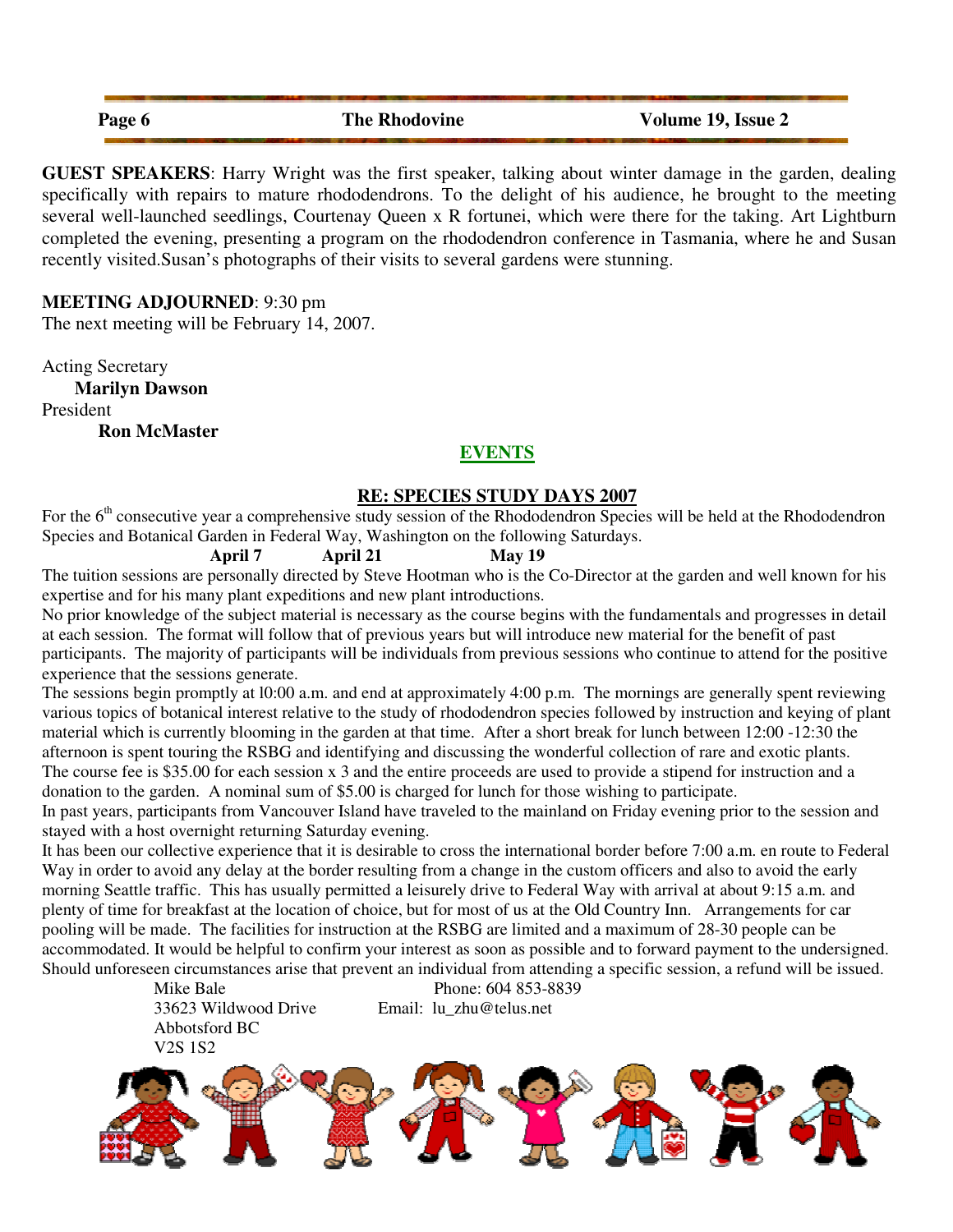**GUEST SPEAKERS**: Harry Wright was the first speaker, talking about winter damage in the garden, dealing specifically with repairs to mature rhododendrons. To the delight of his audience, he brought to the meeting several well-launched seedlings, Courtenay Queen x R fortunei, which were there for the taking. Art Lightburn completed the evening, presenting a program on the rhododendron conference in Tasmania, where he and Susan recently visited.Susan's photographs of their visits to several gardens were stunning.

**MEETING ADJOURNED**: 9:30 pm
The next meeting will be February 14, 2007.

Acting Secretary
**Marilyn Dawson**
President
**Ron McMaster**

## EVENTS

### RE: SPECIES STUDY DAYS 2007

For the 6th consecutive year a comprehensive study session of the Rhododendron Species will be held at the Rhododendron Species and Botanical Garden in Federal Way, Washington on the following Saturdays.

**April 7 April 21 May 19**

The tuition sessions are personally directed by Steve Hootman who is the Co-Director at the garden and well known for his expertise and for his many plant expeditions and new plant introductions.

No prior knowledge of the subject material is necessary as the course begins with the fundamentals and progresses in detail at each session. The format will follow that of previous years but will introduce new material for the benefit of past participants. The majority of participants will be individuals from previous sessions who continue to attend for the positive experience that the sessions generate.

The sessions begin promptly at l0:00 a.m. and end at approximately 4:00 p.m. The mornings are generally spent reviewing various topics of botanical interest relative to the study of rhododendron species followed by instruction and keying of plant material which is currently blooming in the garden at that time. After a short break for lunch between 12:00 -12:30 the afternoon is spent touring the RSBG and identifying and discussing the wonderful collection of rare and exotic plants.

The course fee is $35.00 for each session x 3 and the entire proceeds are used to provide a stipend for instruction and a donation to the garden. A nominal sum of $5.00 is charged for lunch for those wishing to participate.

In past years, participants from Vancouver Island have traveled to the mainland on Friday evening prior to the session and stayed with a host overnight returning Saturday evening.

It has been our collective experience that it is desirable to cross the international border before 7:00 a.m. en route to Federal Way in order to avoid any delay at the border resulting from a change in the custom officers and also to avoid the early morning Seattle traffic. This has usually permitted a leisurely drive to Federal Way with arrival at about 9:15 a.m. and plenty of time for breakfast at the location of choice, but for most of us at the Old Country Inn. Arrangements for car pooling will be made. The facilities for instruction at the RSBG are limited and a maximum of 28-30 people can be accommodated. It would be helpful to confirm your interest as soon as possible and to forward payment to the undersigned. Should unforeseen circumstances arise that prevent an individual from attending a specific session, a refund will be issued.

Mike Bale
33623 Wildwood Drive
Abbotsford BC
V2S 1S2

Phone: 604 853-8839
Email: lu_zhu@telus.net